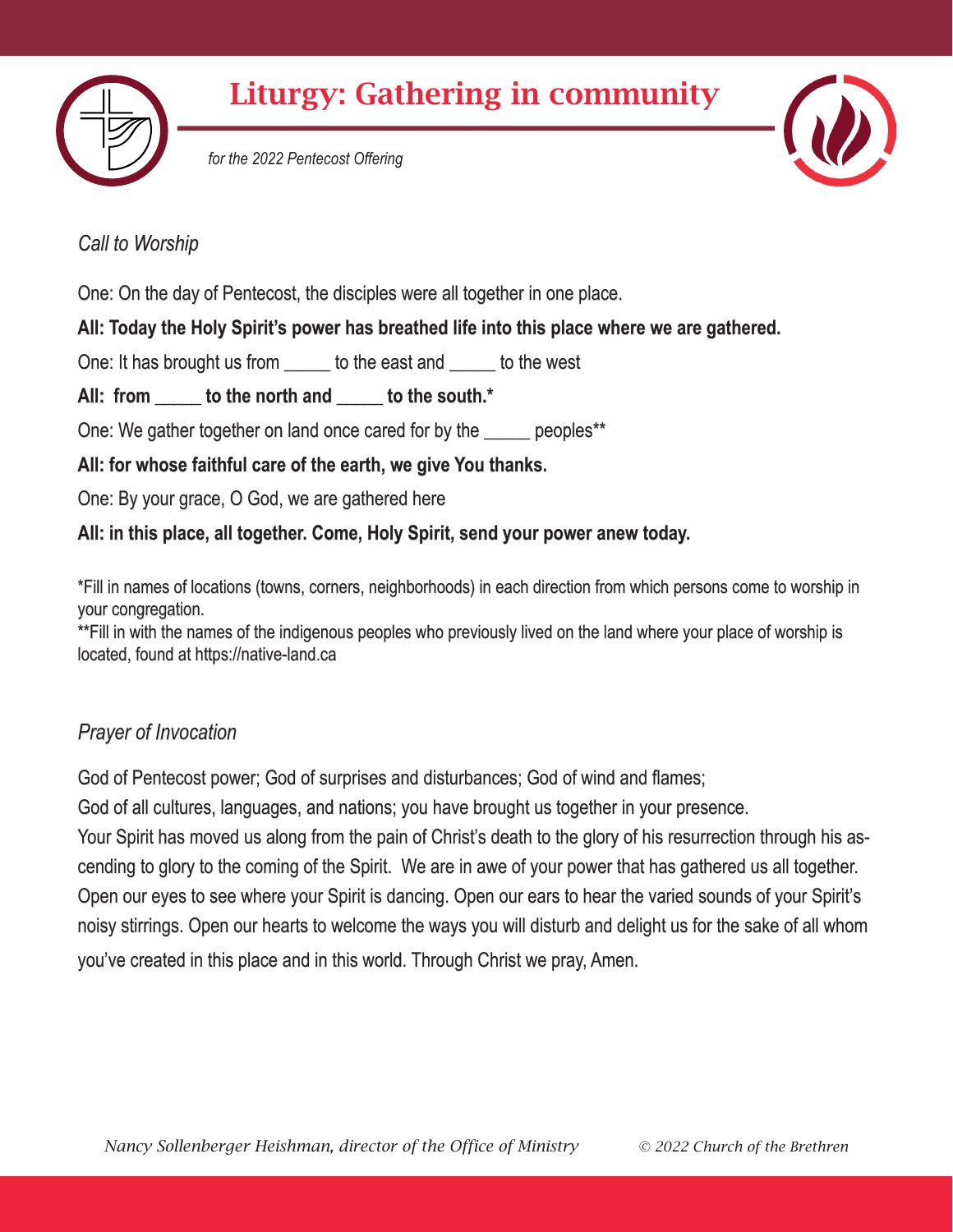# Liturgy: Gathering in community

*for the 2022 Pentecost Offering*

## *Call to Worship*

One: On the day of Pentecost, the disciples were all together in one place.

**All: Today the Holy Spirit's power has breathed life into this place where we are gathered.**

One: It has brought us from _____ to the east and _____ to the west

**All: from _____ to the north and _____ to the south.***

One: We gather together on land once cared for by the _____ peoples**

**All: for whose faithful care of the earth, we give You thanks.**

One: By your grace, O God, we are gathered here

**All: in this place, all together. Come, Holy Spirit, send your power anew today.**

*Fill in names of locations (towns, corners, neighborhoods) in each direction from which persons come to worship in your congregation.
**Fill in with the names of the indigenous peoples who previously lived on the land where your place of worship is located, found at https://native-land.ca

## *Prayer of Invocation*

God of Pentecost power; God of surprises and disturbances; God of wind and flames;
God of all cultures, languages, and nations; you have brought us together in your presence.
Your Spirit has moved us along from the pain of Christ's death to the glory of his resurrection through his ascending to glory to the coming of the Spirit. We are in awe of your power that has gathered us all together. Open our eyes to see where your Spirit is dancing. Open our ears to hear the varied sounds of your Spirit's noisy stirrings. Open our hearts to welcome the ways you will disturb and delight us for the sake of all whom you've created in this place and in this world. Through Christ we pray, Amen.

*Nancy Sollenberger Heishman, director of the Office of Ministry* *© 2022 Church of the Brethren*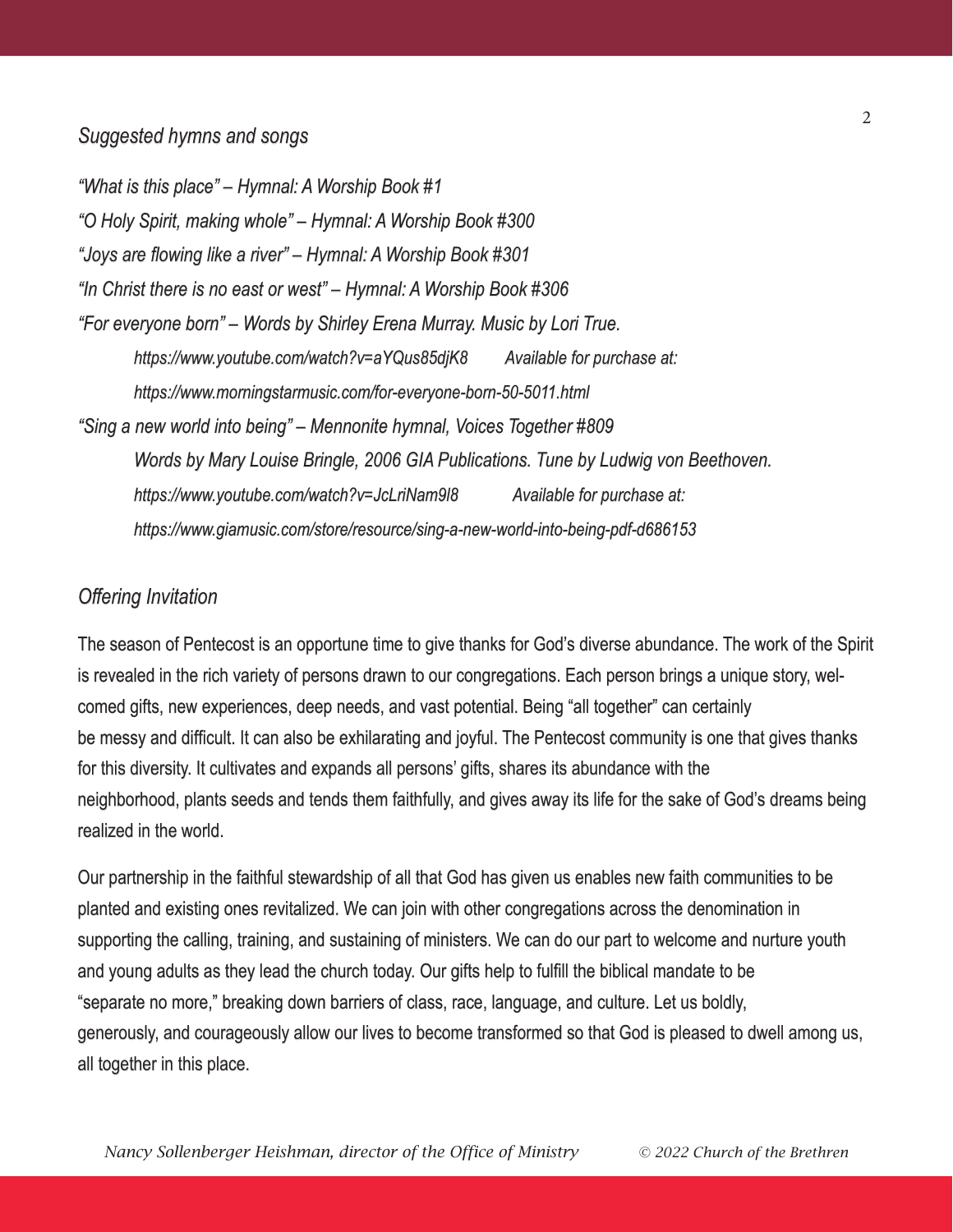## *Suggested hymns and songs*

*"What is this place" – Hymnal: A Worship Book #1*

*"O Holy Spirit, making whole" – Hymnal: A Worship Book #300*

*"Joys are flowing like a river" – Hymnal: A Worship Book #301*

*"In Christ there is no east or west" – Hymnal: A Worship Book #306*

*"For everyone born" – Words by Shirley Erena Murray. Music by Lori True.*

> *https://www.youtube.com/watch?v=aYQus85djK8 Available for purchase at:*
>
> *https://www.morningstarmusic.com/for-everyone-born-50-5011.html*

*"Sing a new world into being" – Mennonite hymnal, Voices Together #809*

> *Words by Mary Louise Bringle, 2006 GIA Publications. Tune by Ludwig von Beethoven.*
>
> *https://www.youtube.com/watch?v=JcLriNam9l8 Available for purchase at:*
>
> *https://www.giamusic.com/store/resource/sing-a-new-world-into-being-pdf-d686153*

## *Offering Invitation*

The season of Pentecost is an opportune time to give thanks for God's diverse abundance. The work of the Spirit is revealed in the rich variety of persons drawn to our congregations. Each person brings a unique story, welcomed gifts, new experiences, deep needs, and vast potential. Being "all together" can certainly be messy and difficult. It can also be exhilarating and joyful. The Pentecost community is one that gives thanks for this diversity. It cultivates and expands all persons' gifts, shares its abundance with the neighborhood, plants seeds and tends them faithfully, and gives away its life for the sake of God's dreams being realized in the world.

Our partnership in the faithful stewardship of all that God has given us enables new faith communities to be planted and existing ones revitalized. We can join with other congregations across the denomination in supporting the calling, training, and sustaining of ministers. We can do our part to welcome and nurture youth and young adults as they lead the church today. Our gifts help to fulfill the biblical mandate to be "separate no more," breaking down barriers of class, race, language, and culture. Let us boldly, generously, and courageously allow our lives to become transformed so that God is pleased to dwell among us, all together in this place.

*Nancy Sollenberger Heishman, director of the Office of Ministry* *© 2022 Church of the Brethren*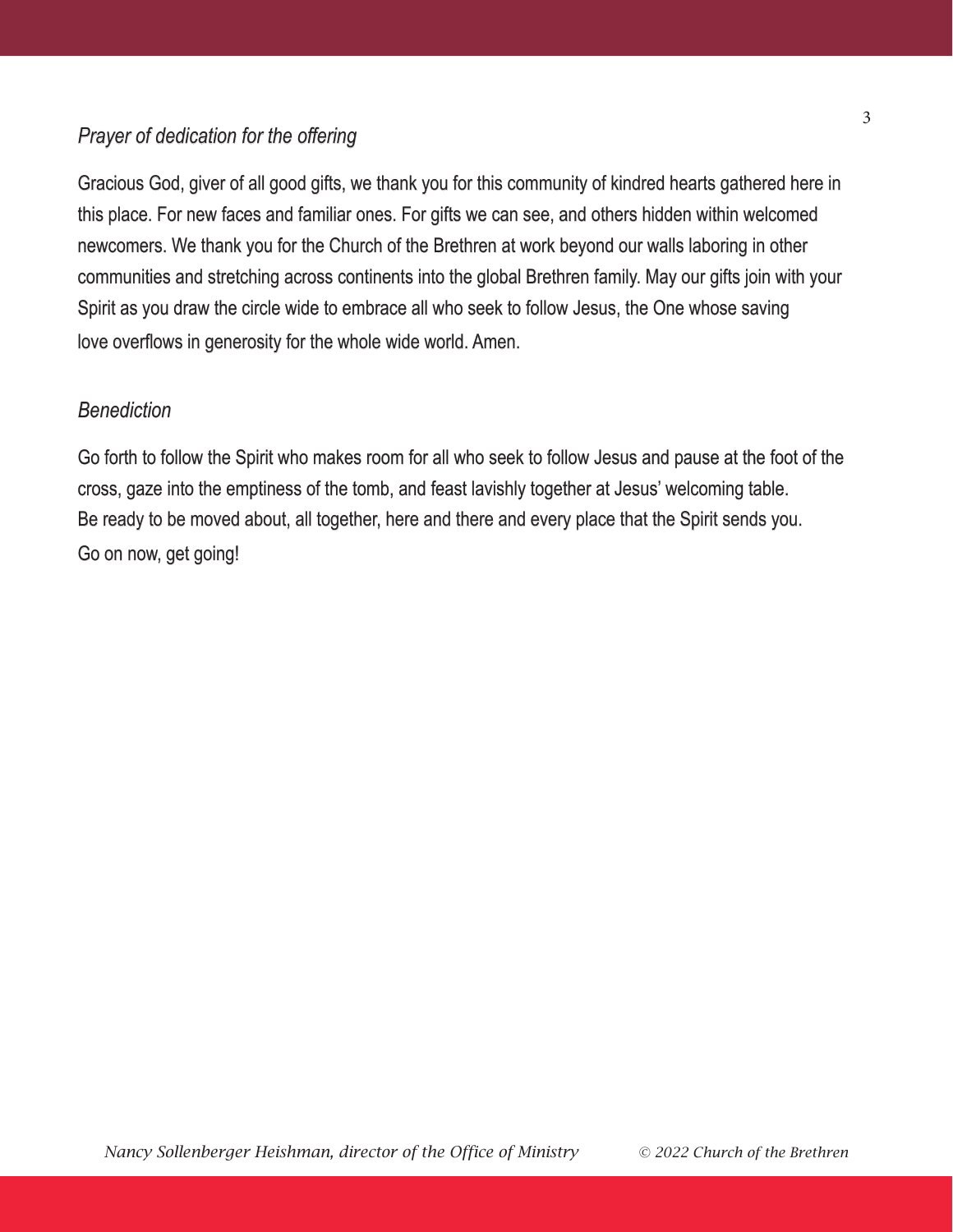*Prayer of dedication for the offering*

Gracious God, giver of all good gifts, we thank you for this community of kindred hearts gathered here in this place. For new faces and familiar ones. For gifts we can see, and others hidden within welcomed newcomers. We thank you for the Church of the Brethren at work beyond our walls laboring in other communities and stretching across continents into the global Brethren family. May our gifts join with your Spirit as you draw the circle wide to embrace all who seek to follow Jesus, the One whose saving love overflows in generosity for the whole wide world. Amen.

*Benediction*

Go forth to follow the Spirit who makes room for all who seek to follow Jesus and pause at the foot of the cross, gaze into the emptiness of the tomb, and feast lavishly together at Jesus' welcoming table.
Be ready to be moved about, all together, here and there and every place that the Spirit sends you.
Go on now, get going!

*Nancy Sollenberger Heishman, director of the Office of Ministry* *© 2022 Church of the Brethren*